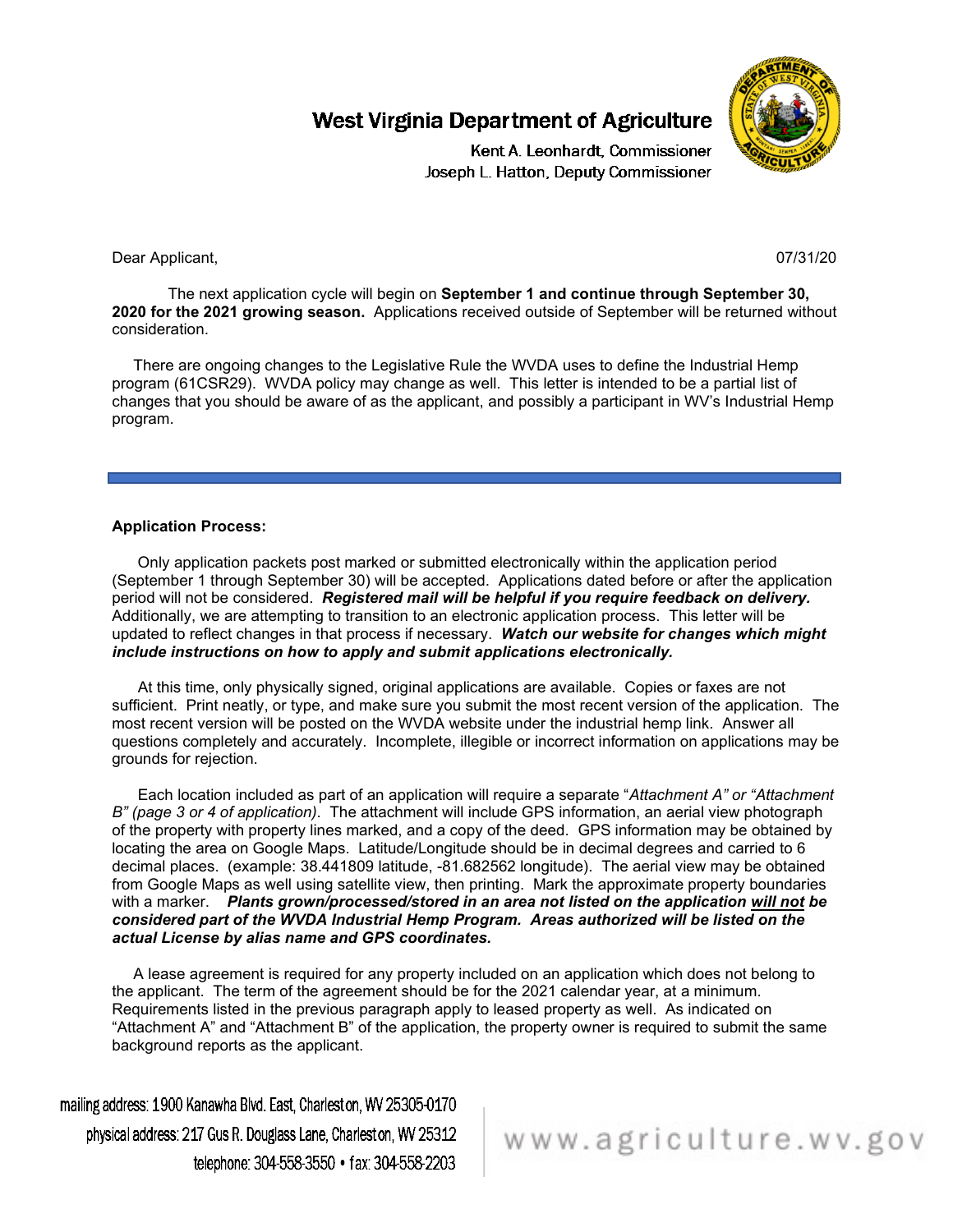# West Virginia Department of Agriculture

Kent A. Leonhardt, Commissioner
Joseph L. Hatton, Deputy Commissioner

Dear Applicant, 07/31/20

The next application cycle will begin on **September 1 and continue through September 30, 2020 for the 2021 growing season.** Applications received outside of September will be returned without consideration.

There are ongoing changes to the Legislative Rule the WVDA uses to define the Industrial Hemp program (61CSR29). WVDA policy may change as well. This letter is intended to be a partial list of changes that you should be aware of as the applicant, and possibly a participant in WV's Industrial Hemp program.

---

**Application Process:**

Only application packets post marked or submitted electronically within the application period (September 1 through September 30) will be accepted. Applications dated before or after the application period will not be considered. ***Registered mail will be helpful if you require feedback on delivery.*** Additionally, we are attempting to transition to an electronic application process. This letter will be updated to reflect changes in that process if necessary. ***Watch our website for changes which might include instructions on how to apply and submit applications electronically.***

At this time, only physically signed, original applications are available. Copies or faxes are not sufficient. Print neatly, or type, and make sure you submit the most recent version of the application. The most recent version will be posted on the WVDA website under the industrial hemp link. Answer all questions completely and accurately. Incomplete, illegible or incorrect information on applications may be grounds for rejection.

Each location included as part of an application will require a separate "*Attachment A" or "Attachment B" (page 3 or 4 of application)*. The attachment will include GPS information, an aerial view photograph of the property with property lines marked, and a copy of the deed. GPS information may be obtained by locating the area on Google Maps. Latitude/Longitude should be in decimal degrees and carried to 6 decimal places. (example: 38.441809 latitude, -81.682562 longitude). The aerial view may be obtained from Google Maps as well using satellite view, then printing. Mark the approximate property boundaries with a marker. ***Plants grown/processed/stored in an area not listed on the application <u>will not</u> be considered part of the WVDA Industrial Hemp Program. Areas authorized will be listed on the actual License by alias name and GPS coordinates.***

A lease agreement is required for any property included on an application which does not belong to the applicant. The term of the agreement should be for the 2021 calendar year, at a minimum. Requirements listed in the previous paragraph apply to leased property as well. As indicated on "Attachment A" and "Attachment B" of the application, the property owner is required to submit the same background reports as the applicant.

mailing address: 1900 Kanawha Blvd. East, Charleston, WV 25305-0170
physical address: 217 Gus R. Douglass Lane, Charleston, WV 25312
telephone: 304-558-3550 • fax: 304-558-2203

www.agriculture.wv.gov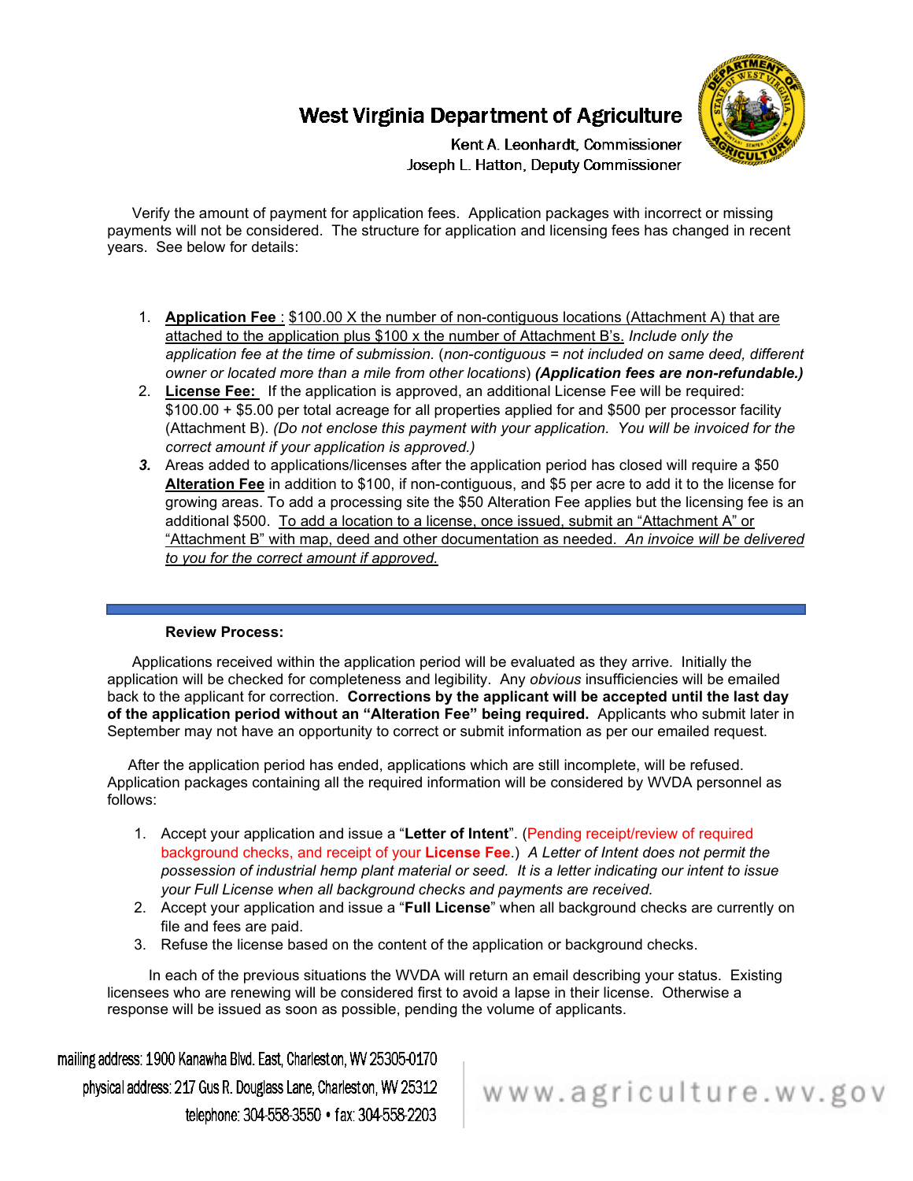# West Virginia Department of Agriculture

Kent A. Leonhardt, Commissioner
Joseph L. Hatton, Deputy Commissioner

Verify the amount of payment for application fees. Application packages with incorrect or missing payments will not be considered. The structure for application and licensing fees has changed in recent years. See below for details:

1. **Application Fee** : $100.00 X the number of non-contiguous locations (Attachment A) that are attached to the application plus $100 x the number of Attachment B's. *Include only the application fee at the time of submission.* (*non-contiguous = not included on same deed, different owner or located more than a mile from other locations*) ***(Application fees are non-refundable.)***
2. **License Fee:** If the application is approved, an additional License Fee will be required: $100.00 + $5.00 per total acreage for all properties applied for and $500 per processor facility (Attachment B). *(Do not enclose this payment with your application. You will be invoiced for the correct amount if your application is approved.)*
3. Areas added to applications/licenses after the application period has closed will require a $50 **Alteration Fee** in addition to $100, if non-contiguous, and $5 per acre to add it to the license for growing areas. To add a processing site the $50 Alteration Fee applies but the licensing fee is an additional $500. To add a location to a license, once issued, submit an "Attachment A" or "Attachment B" with map, deed and other documentation as needed. *An invoice will be delivered to you for the correct amount if approved.*

---

**Review Process:**

Applications received within the application period will be evaluated as they arrive. Initially the application will be checked for completeness and legibility. Any *obvious* insufficiencies will be emailed back to the applicant for correction. **Corrections by the applicant will be accepted until the last day of the application period without an "Alteration Fee" being required.** Applicants who submit later in September may not have an opportunity to correct or submit information as per our emailed request.

After the application period has ended, applications which are still incomplete, will be refused. Application packages containing all the required information will be considered by WVDA personnel as follows:

1. Accept your application and issue a "**Letter of Intent**". (Pending receipt/review of required background checks, and receipt of your **License Fee**.) *A Letter of Intent does not permit the possession of industrial hemp plant material or seed. It is a letter indicating our intent to issue your Full License when all background checks and payments are received.*
2. Accept your application and issue a "**Full License**" when all background checks are currently on file and fees are paid.
3. Refuse the license based on the content of the application or background checks.

In each of the previous situations the WVDA will return an email describing your status. Existing licensees who are renewing will be considered first to avoid a lapse in their license. Otherwise a response will be issued as soon as possible, pending the volume of applicants.

mailing address: 1900 Kanawha Blvd. East, Charleston, WV 25305-0170
physical address: 217 Gus R. Douglass Lane, Charleston, WV 25312
telephone: 304-558-3550 • fax: 304-558-2203

www.agriculture.wv.gov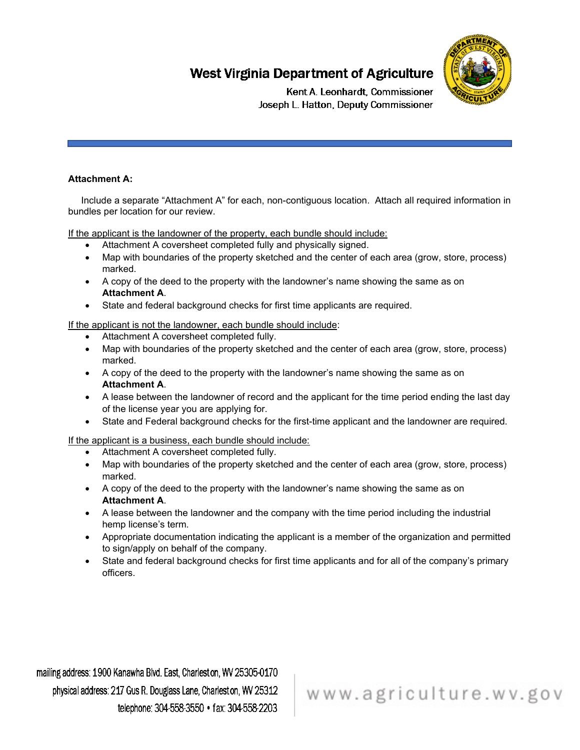**Attachment A:**

Include a separate "Attachment A" for each, non-contiguous location. Attach all required information in bundles per location for our review.

If the applicant is the landowner of the property, each bundle should include:

- Attachment A coversheet completed fully and physically signed.
- Map with boundaries of the property sketched and the center of each area (grow, store, process) marked.
- A copy of the deed to the property with the landowner's name showing the same as on **Attachment A**.
- State and federal background checks for first time applicants are required.

If the applicant is not the landowner, each bundle should include:

- Attachment A coversheet completed fully.
- Map with boundaries of the property sketched and the center of each area (grow, store, process) marked.
- A copy of the deed to the property with the landowner's name showing the same as on **Attachment A**.
- A lease between the landowner of record and the applicant for the time period ending the last day of the license year you are applying for.
- State and Federal background checks for the first-time applicant and the landowner are required.

If the applicant is a business, each bundle should include:

- Attachment A coversheet completed fully.
- Map with boundaries of the property sketched and the center of each area (grow, store, process) marked.
- A copy of the deed to the property with the landowner's name showing the same as on **Attachment A**.
- A lease between the landowner and the company with the time period including the industrial hemp license's term.
- Appropriate documentation indicating the applicant is a member of the organization and permitted to sign/apply on behalf of the company.
- State and federal background checks for first time applicants and for all of the company's primary officers.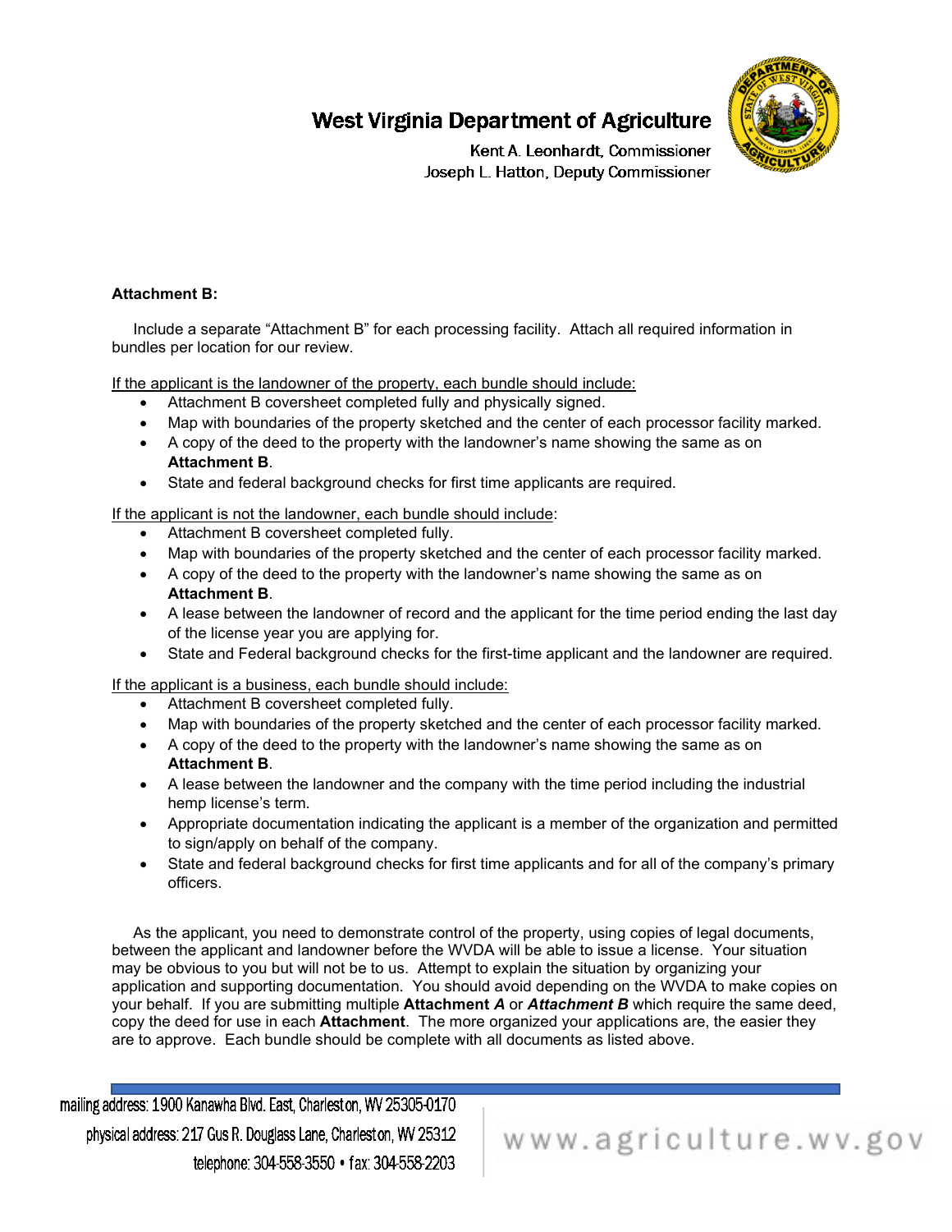**Attachment B:**

Include a separate "Attachment B" for each processing facility. Attach all required information in bundles per location for our review.

<u>If the applicant is the landowner of the property, each bundle should include:</u>

- Attachment B coversheet completed fully and physically signed.
- Map with boundaries of the property sketched and the center of each processor facility marked.
- A copy of the deed to the property with the landowner's name showing the same as on **Attachment B**.
- State and federal background checks for first time applicants are required.

<u>If the applicant is not the landowner, each bundle should include</u>:

- Attachment B coversheet completed fully.
- Map with boundaries of the property sketched and the center of each processor facility marked.
- A copy of the deed to the property with the landowner's name showing the same as on **Attachment B**.
- A lease between the landowner of record and the applicant for the time period ending the last day of the license year you are applying for.
- State and Federal background checks for the first-time applicant and the landowner are required.

<u>If the applicant is a business, each bundle should include:</u>

- Attachment B coversheet completed fully.
- Map with boundaries of the property sketched and the center of each processor facility marked.
- A copy of the deed to the property with the landowner's name showing the same as on **Attachment B**.
- A lease between the landowner and the company with the time period including the industrial hemp license's term.
- Appropriate documentation indicating the applicant is a member of the organization and permitted to sign/apply on behalf of the company.
- State and federal background checks for first time applicants and for all of the company's primary officers.

As the applicant, you need to demonstrate control of the property, using copies of legal documents, between the applicant and landowner before the WVDA will be able to issue a license. Your situation may be obvious to you but will not be to us. Attempt to explain the situation by organizing your application and supporting documentation. You should avoid depending on the WVDA to make copies on your behalf. If you are submitting multiple **Attachment *A*** or ***Attachment B*** which require the same deed, copy the deed for use in each **Attachment**. The more organized your applications are, the easier they are to approve. Each bundle should be complete with all documents as listed above.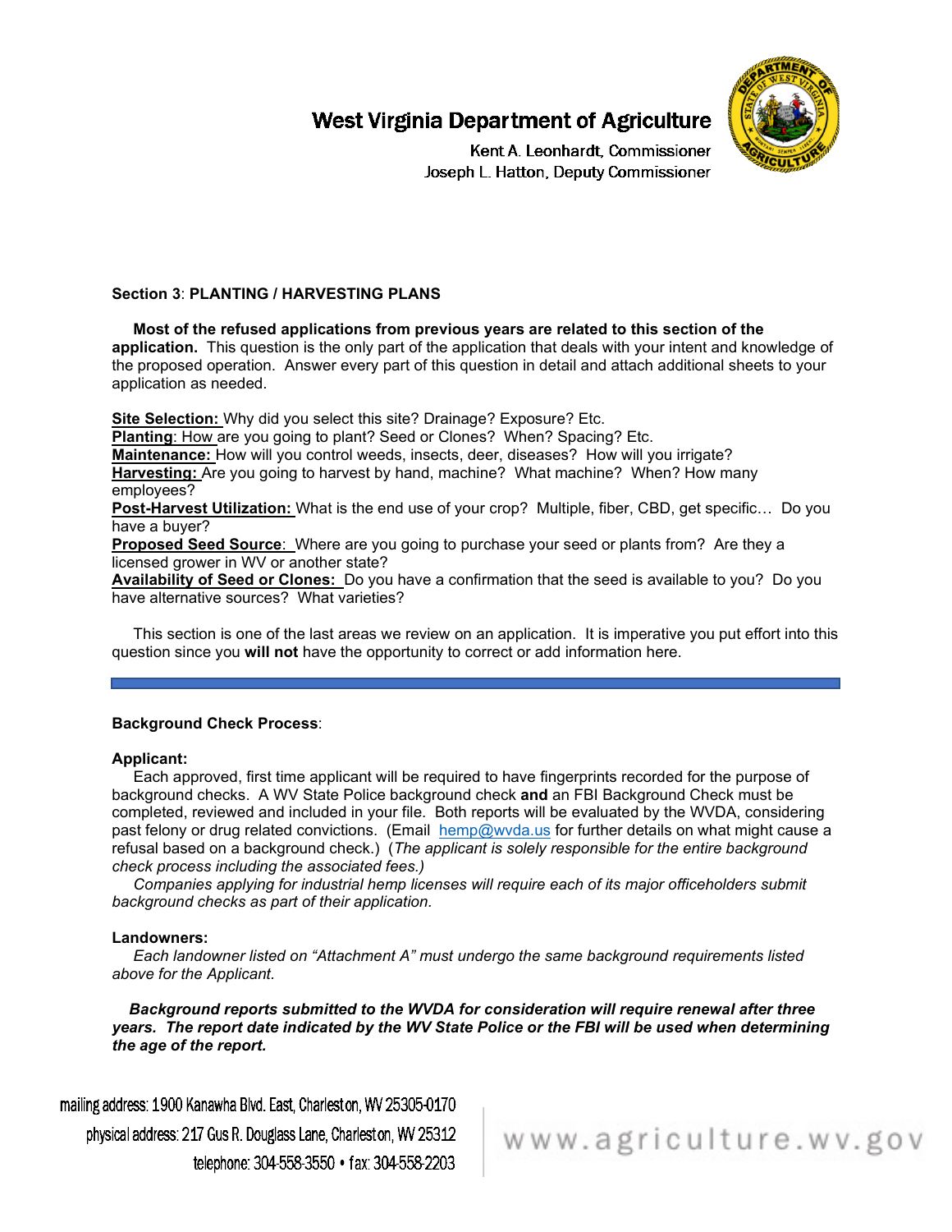# West Virginia Department of Agriculture

Kent A. Leonhardt, Commissioner
Joseph L. Hatton, Deputy Commissioner

**Section 3**: **PLANTING / HARVESTING PLANS**

**Most of the refused applications from previous years are related to this section of the application.** This question is the only part of the application that deals with your intent and knowledge of the proposed operation. Answer every part of this question in detail and attach additional sheets to your application as needed.

**Site Selection:** Why did you select this site? Drainage? Exposure? Etc.
**Planting**: How are you going to plant? Seed or Clones? When? Spacing? Etc.
**Maintenance:** How will you control weeds, insects, deer, diseases? How will you irrigate?
**Harvesting:** Are you going to harvest by hand, machine? What machine? When? How many employees?
**Post-Harvest Utilization:** What is the end use of your crop? Multiple, fiber, CBD, get specific… Do you have a buyer?
**Proposed Seed Source**: Where are you going to purchase your seed or plants from? Are they a licensed grower in WV or another state?
**Availability of Seed or Clones:** Do you have a confirmation that the seed is available to you? Do you have alternative sources? What varieties?

This section is one of the last areas we review on an application. It is imperative you put effort into this question since you **will not** have the opportunity to correct or add information here.

---

**Background Check Process**:

**Applicant:**

Each approved, first time applicant will be required to have fingerprints recorded for the purpose of background checks. A WV State Police background check **and** an FBI Background Check must be completed, reviewed and included in your file. Both reports will be evaluated by the WVDA, considering past felony or drug related convictions. (Email hemp@wvda.us for further details on what might cause a refusal based on a background check.) (*The applicant is solely responsible for the entire background check process including the associated fees.)*

*Companies applying for industrial hemp licenses will require each of its major officeholders submit background checks as part of their application.*

**Landowners:**

*Each landowner listed on "Attachment A" must undergo the same background requirements listed above for the Applicant.*

***Background reports submitted to the WVDA for consideration will require renewal after three years. The report date indicated by the WV State Police or the FBI will be used when determining the age of the report.***

mailing address: 1900 Kanawha Blvd. East, Charleston, WV 25305-0170
physical address: 217 Gus R. Douglass Lane, Charleston, WV 25312
telephone: 304-558-3550 • fax: 304-558-2203

www.agriculture.wv.gov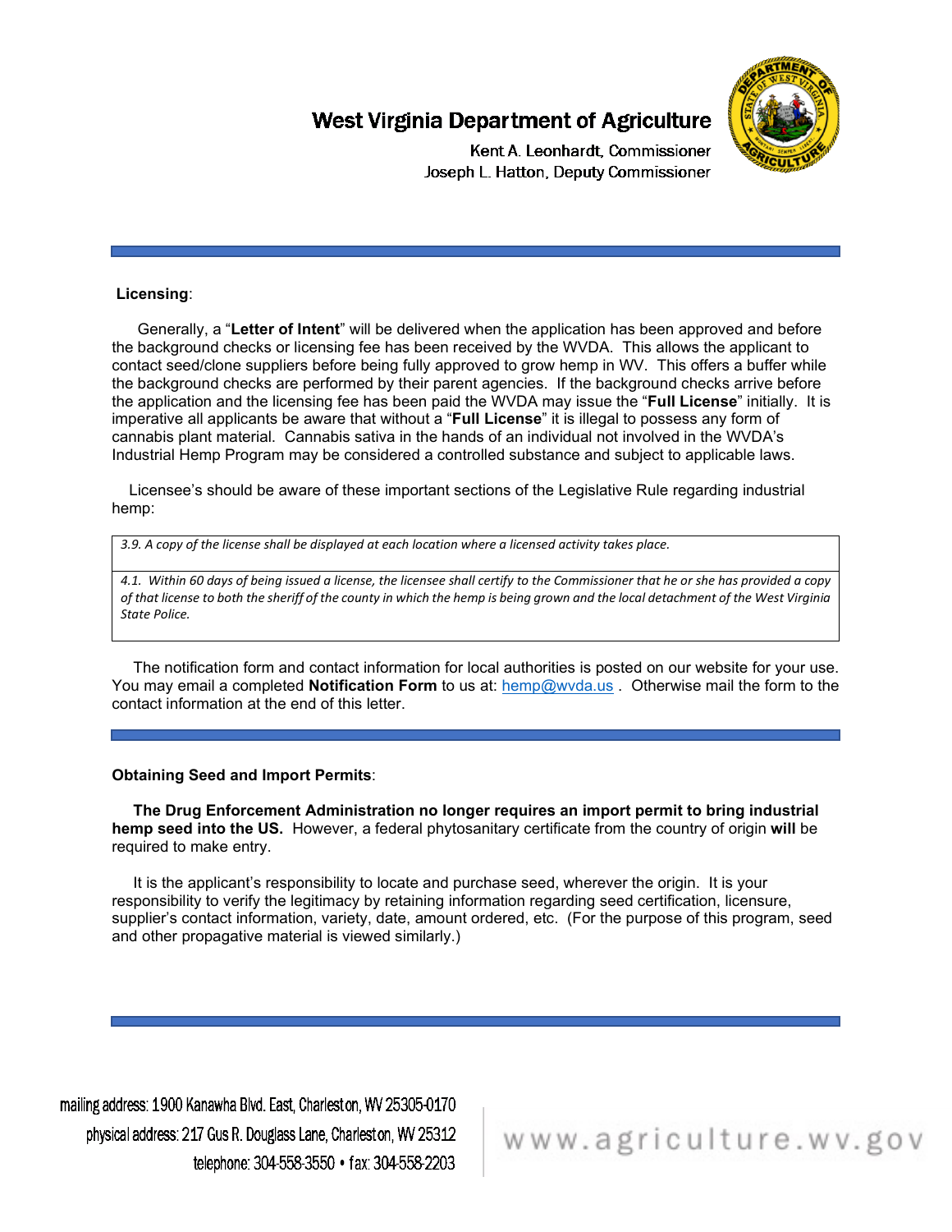**Licensing**:

Generally, a "**Letter of Intent**" will be delivered when the application has been approved and before the background checks or licensing fee has been received by the WVDA. This allows the applicant to contact seed/clone suppliers before being fully approved to grow hemp in WV. This offers a buffer while the background checks are performed by their parent agencies. If the background checks arrive before the application and the licensing fee has been paid the WVDA may issue the "**Full License**" initially. It is imperative all applicants be aware that without a "**Full License**" it is illegal to possess any form of cannabis plant material. Cannabis sativa in the hands of an individual not involved in the WVDA's Industrial Hemp Program may be considered a controlled substance and subject to applicable laws.

Licensee's should be aware of these important sections of the Legislative Rule regarding industrial hemp:

| *3.9. A copy of the license shall be displayed at each location where a licensed activity takes place.* |
|---|
| *4.1. Within 60 days of being issued a license, the licensee shall certify to the Commissioner that he or she has provided a copy of that license to both the sheriff of the county in which the hemp is being grown and the local detachment of the West Virginia State Police.* |

The notification form and contact information for local authorities is posted on our website for your use. You may email a completed **Notification Form** to us at: hemp@wvda.us . Otherwise mail the form to the contact information at the end of this letter.

**Obtaining Seed and Import Permits**:

**The Drug Enforcement Administration no longer requires an import permit to bring industrial hemp seed into the US.** However, a federal phytosanitary certificate from the country of origin **will** be required to make entry.

It is the applicant's responsibility to locate and purchase seed, wherever the origin. It is your responsibility to verify the legitimacy by retaining information regarding seed certification, licensure, supplier's contact information, variety, date, amount ordered, etc. (For the purpose of this program, seed and other propagative material is viewed similarly.)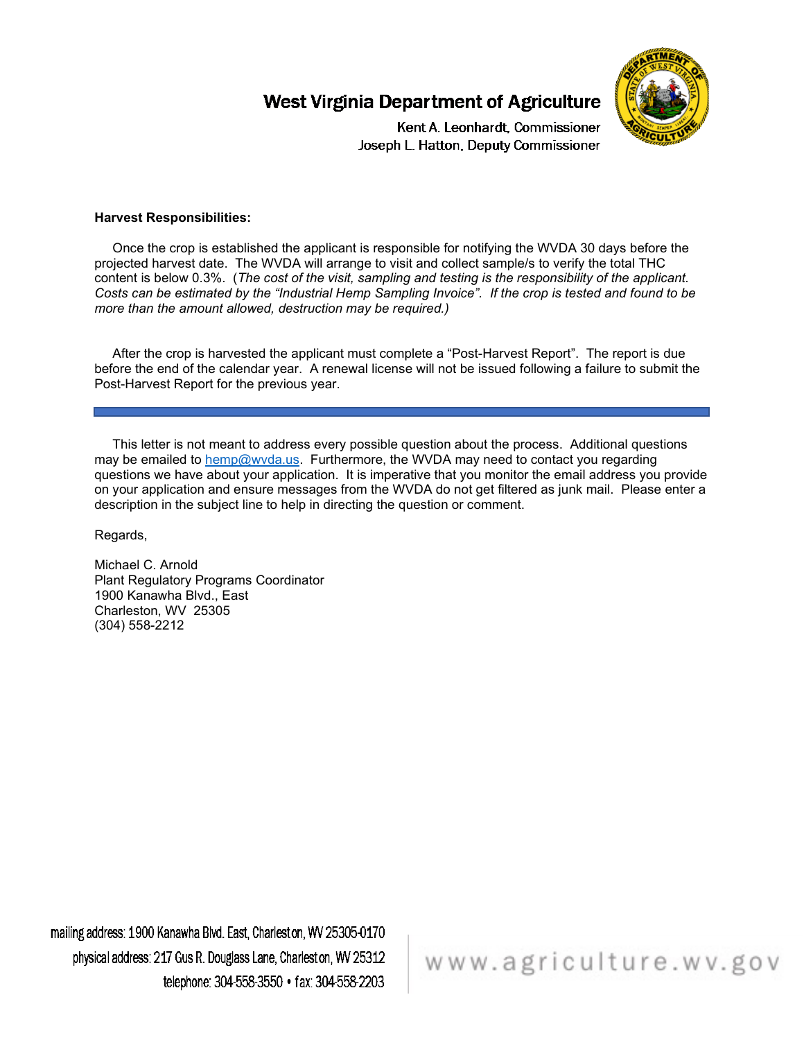**Harvest Responsibilities:**

Once the crop is established the applicant is responsible for notifying the WVDA 30 days before the projected harvest date. The WVDA will arrange to visit and collect sample/s to verify the total THC content is below 0.3%. (*The cost of the visit, sampling and testing is the responsibility of the applicant. Costs can be estimated by the "Industrial Hemp Sampling Invoice". If the crop is tested and found to be more than the amount allowed, destruction may be required.)*

After the crop is harvested the applicant must complete a "Post-Harvest Report". The report is due before the end of the calendar year. A renewal license will not be issued following a failure to submit the Post-Harvest Report for the previous year.

---

This letter is not meant to address every possible question about the process. Additional questions may be emailed to hemp@wvda.us. Furthermore, the WVDA may need to contact you regarding questions we have about your application. It is imperative that you monitor the email address you provide on your application and ensure messages from the WVDA do not get filtered as junk mail. Please enter a description in the subject line to help in directing the question or comment.

Regards,

Michael C. Arnold
Plant Regulatory Programs Coordinator
1900 Kanawha Blvd., East
Charleston, WV 25305
(304) 558-2212